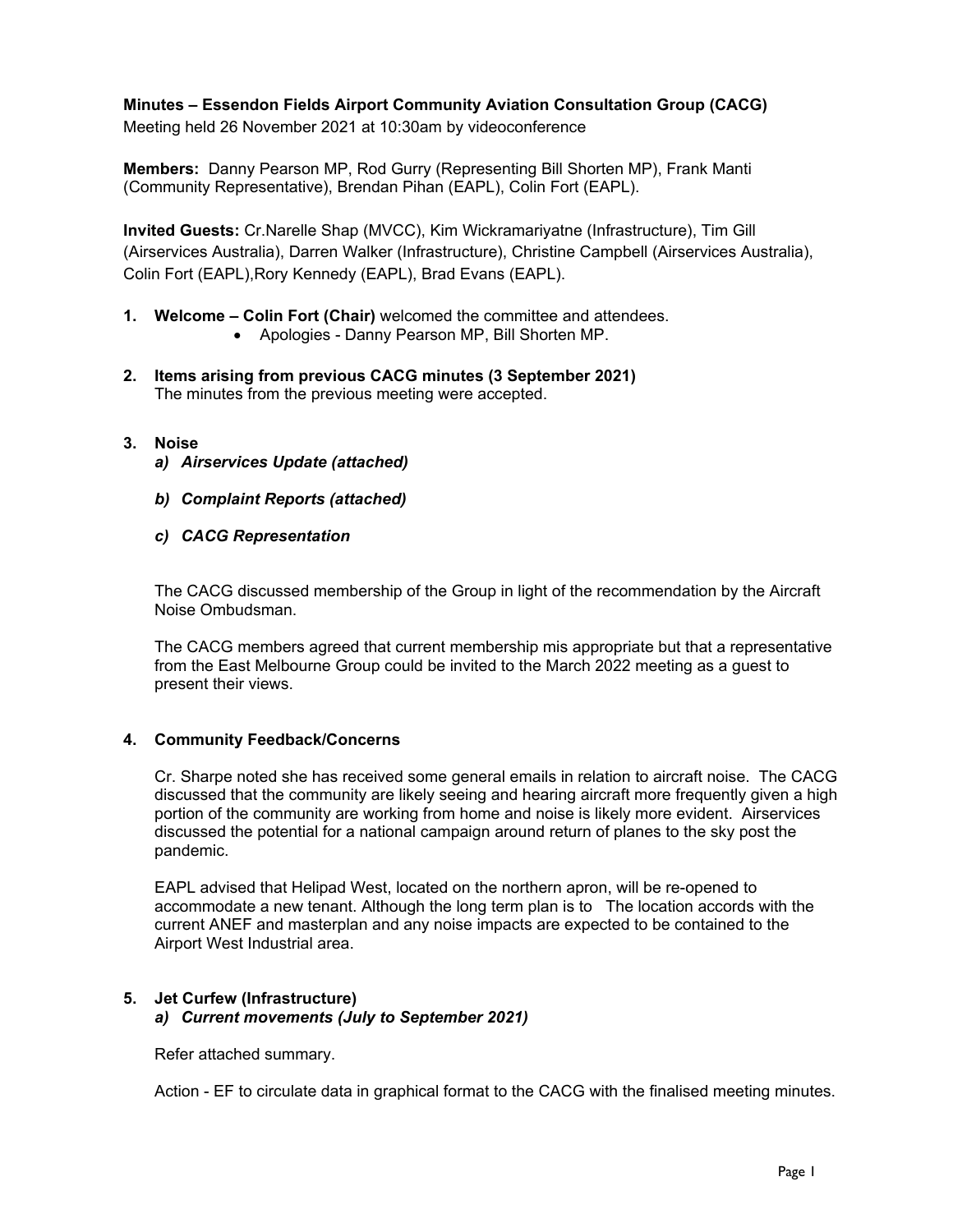**Minutes – Essendon Fields Airport Community Aviation Consultation Group (CACG)**
Meeting held 26 November 2021 at 10:30am by videoconference

**Members:** Danny Pearson MP, Rod Gurry (Representing Bill Shorten MP), Frank Manti (Community Representative), Brendan Pihan (EAPL), Colin Fort (EAPL).

**Invited Guests:** Cr.Narelle Shap (MVCC), Kim Wickramariyatne (Infrastructure), Tim Gill (Airservices Australia), Darren Walker (Infrastructure), Christine Campbell (Airservices Australia), Colin Fort (EAPL),Rory Kennedy (EAPL), Brad Evans (EAPL).

1. **Welcome – Colin Fort (Chair)** welcomed the committee and attendees.
   - Apologies - Danny Pearson MP, Bill Shorten MP.

2. **Items arising from previous CACG minutes (3 September 2021)**
   The minutes from the previous meeting were accepted.

3. **Noise**
   a) ***Airservices Update (attached)***

   b) ***Complaint Reports (attached)***

   c) ***CACG Representation***

   The CACG discussed membership of the Group in light of the recommendation by the Aircraft Noise Ombudsman.

   The CACG members agreed that current membership mis appropriate but that a representative from the East Melbourne Group could be invited to the March 2022 meeting as a guest to present their views.

4. **Community Feedback/Concerns**

   Cr. Sharpe noted she has received some general emails in relation to aircraft noise. The CACG discussed that the community are likely seeing and hearing aircraft more frequently given a high portion of the community are working from home and noise is likely more evident. Airservices discussed the potential for a national campaign around return of planes to the sky post the pandemic.

   EAPL advised that Helipad West, located on the northern apron, will be re-opened to accommodate a new tenant. Although the long term plan is to The location accords with the current ANEF and masterplan and any noise impacts are expected to be contained to the Airport West Industrial area.

5. **Jet Curfew (Infrastructure)**
   a) ***Current movements (July to September 2021)***

   Refer attached summary.

   Action - EF to circulate data in graphical format to the CACG with the finalised meeting minutes.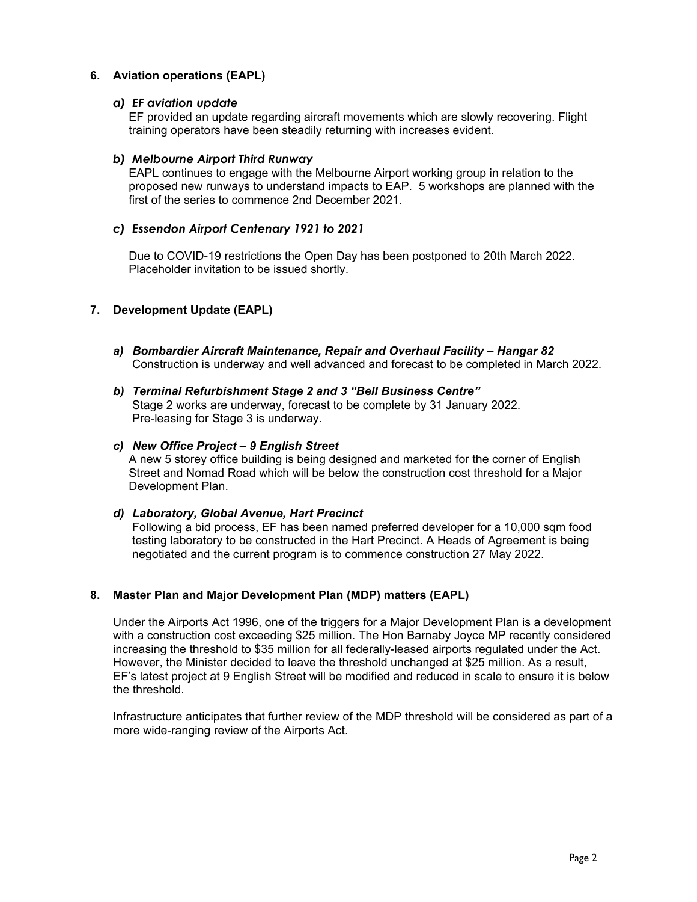## 6. Aviation operations (EAPL)

### *a) EF aviation update*

EF provided an update regarding aircraft movements which are slowly recovering. Flight training operators have been steadily returning with increases evident.

### *b) Melbourne Airport Third Runway*

EAPL continues to engage with the Melbourne Airport working group in relation to the proposed new runways to understand impacts to EAP. 5 workshops are planned with the first of the series to commence 2nd December 2021.

### *c) Essendon Airport Centenary 1921 to 2021*

Due to COVID-19 restrictions the Open Day has been postponed to 20th March 2022. Placeholder invitation to be issued shortly.

## 7. Development Update (EAPL)

### *a) Bombardier Aircraft Maintenance, Repair and Overhaul Facility – Hangar 82*

Construction is underway and well advanced and forecast to be completed in March 2022.

### *b) Terminal Refurbishment Stage 2 and 3 "Bell Business Centre"*

Stage 2 works are underway, forecast to be complete by 31 January 2022.
Pre-leasing for Stage 3 is underway.

### *c) New Office Project – 9 English Street*

A new 5 storey office building is being designed and marketed for the corner of English Street and Nomad Road which will be below the construction cost threshold for a Major Development Plan.

### *d) Laboratory, Global Avenue, Hart Precinct*

Following a bid process, EF has been named preferred developer for a 10,000 sqm food testing laboratory to be constructed in the Hart Precinct. A Heads of Agreement is being negotiated and the current program is to commence construction 27 May 2022.

## 8. Master Plan and Major Development Plan (MDP) matters (EAPL)

Under the Airports Act 1996, one of the triggers for a Major Development Plan is a development with a construction cost exceeding $25 million. The Hon Barnaby Joyce MP recently considered increasing the threshold to $35 million for all federally-leased airports regulated under the Act. However, the Minister decided to leave the threshold unchanged at $25 million. As a result, EF's latest project at 9 English Street will be modified and reduced in scale to ensure it is below the threshold.

Infrastructure anticipates that further review of the MDP threshold will be considered as part of a more wide-ranging review of the Airports Act.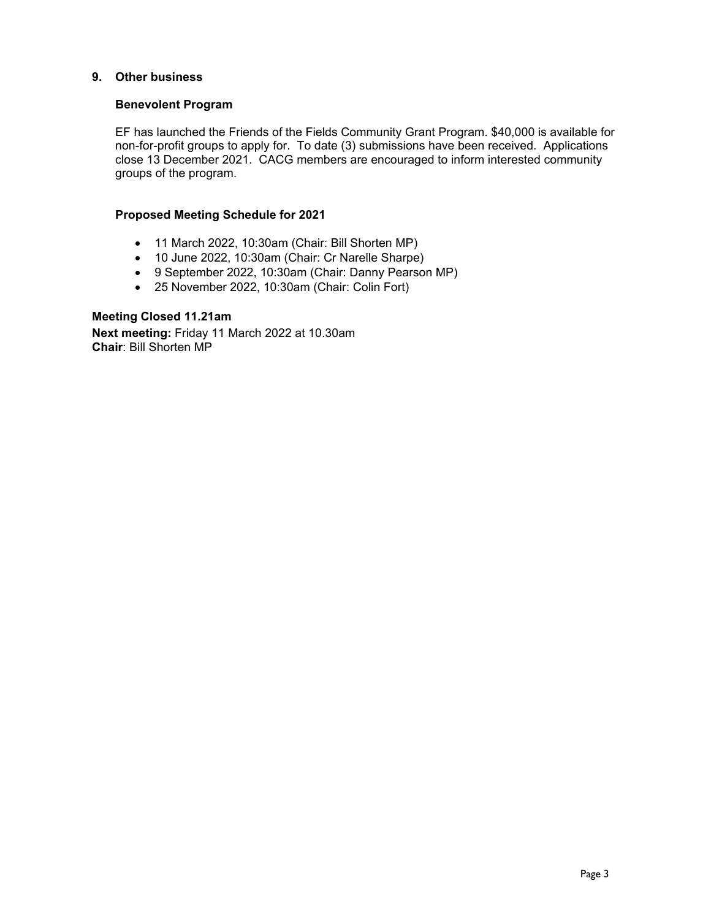## 9. Other business

### Benevolent Program

EF has launched the Friends of the Fields Community Grant Program. $40,000 is available for non-for-profit groups to apply for. To date (3) submissions have been received. Applications close 13 December 2021. CACG members are encouraged to inform interested community groups of the program.

### Proposed Meeting Schedule for 2021

- 11 March 2022, 10:30am (Chair: Bill Shorten MP)
- 10 June 2022, 10:30am (Chair: Cr Narelle Sharpe)
- 9 September 2022, 10:30am (Chair: Danny Pearson MP)
- 25 November 2022, 10:30am (Chair: Colin Fort)

**Meeting Closed 11.21am**

**Next meeting:** Friday 11 March 2022 at 10.30am
**Chair**: Bill Shorten MP